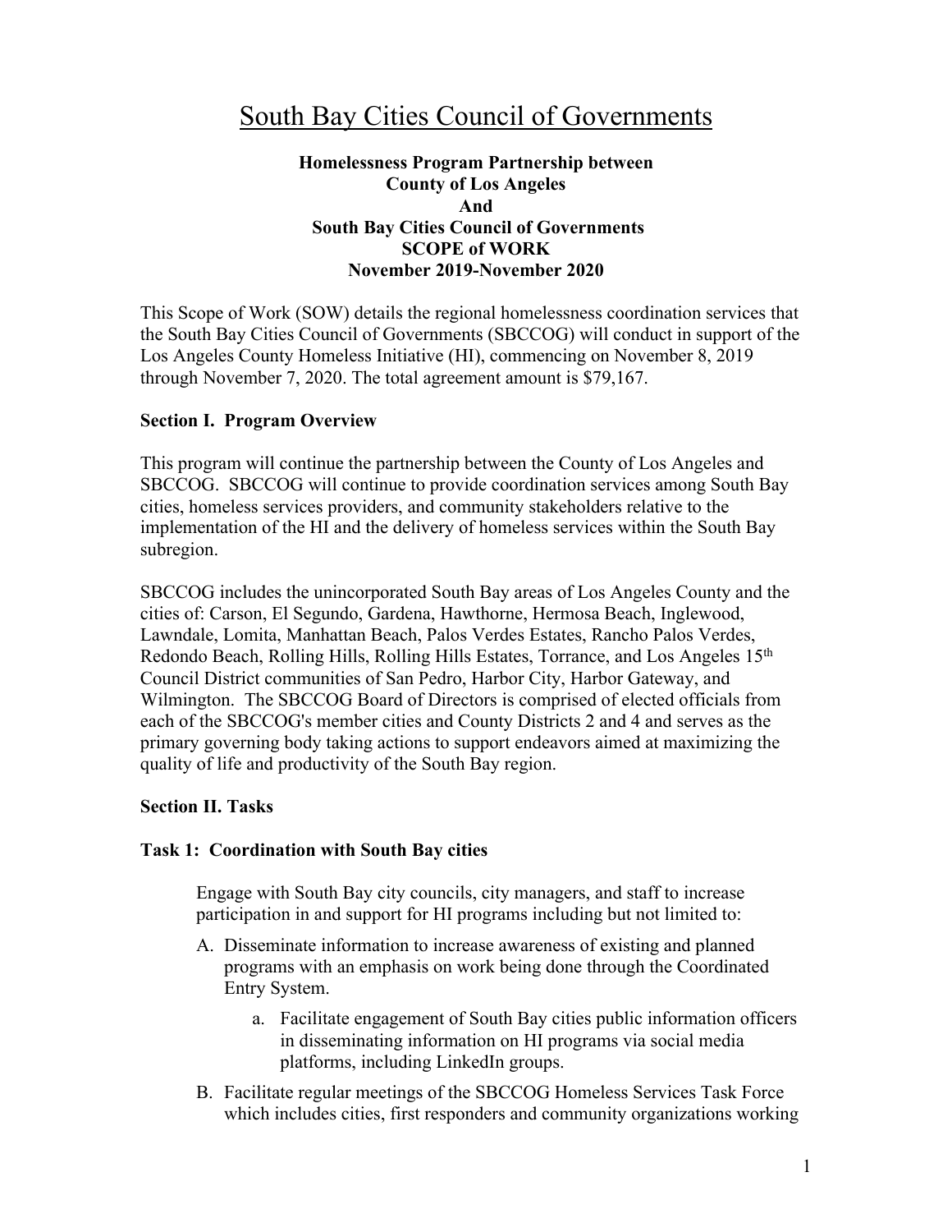# South Bay Cities Council of Governments

**Homelessness Program Partnership between**
**County of Los Angeles**
**And**
**South Bay Cities Council of Governments**
**SCOPE of WORK**
**November 2019-November 2020**

This Scope of Work (SOW) details the regional homelessness coordination services that the South Bay Cities Council of Governments (SBCCOG) will conduct in support of the Los Angeles County Homeless Initiative (HI), commencing on November 8, 2019 through November 7, 2020. The total agreement amount is $79,167.

## Section I. Program Overview

This program will continue the partnership between the County of Los Angeles and SBCCOG. SBCCOG will continue to provide coordination services among South Bay cities, homeless services providers, and community stakeholders relative to the implementation of the HI and the delivery of homeless services within the South Bay subregion.

SBCCOG includes the unincorporated South Bay areas of Los Angeles County and the cities of: Carson, El Segundo, Gardena, Hawthorne, Hermosa Beach, Inglewood, Lawndale, Lomita, Manhattan Beach, Palos Verdes Estates, Rancho Palos Verdes, Redondo Beach, Rolling Hills, Rolling Hills Estates, Torrance, and Los Angeles 15th Council District communities of San Pedro, Harbor City, Harbor Gateway, and Wilmington. The SBCCOG Board of Directors is comprised of elected officials from each of the SBCCOG's member cities and County Districts 2 and 4 and serves as the primary governing body taking actions to support endeavors aimed at maximizing the quality of life and productivity of the South Bay region.

## Section II. Tasks

### Task 1: Coordination with South Bay cities

Engage with South Bay city councils, city managers, and staff to increase participation in and support for HI programs including but not limited to:

A. Disseminate information to increase awareness of existing and planned programs with an emphasis on work being done through the Coordinated Entry System.

   a. Facilitate engagement of South Bay cities public information officers in disseminating information on HI programs via social media platforms, including LinkedIn groups.

B. Facilitate regular meetings of the SBCCOG Homeless Services Task Force which includes cities, first responders and community organizations working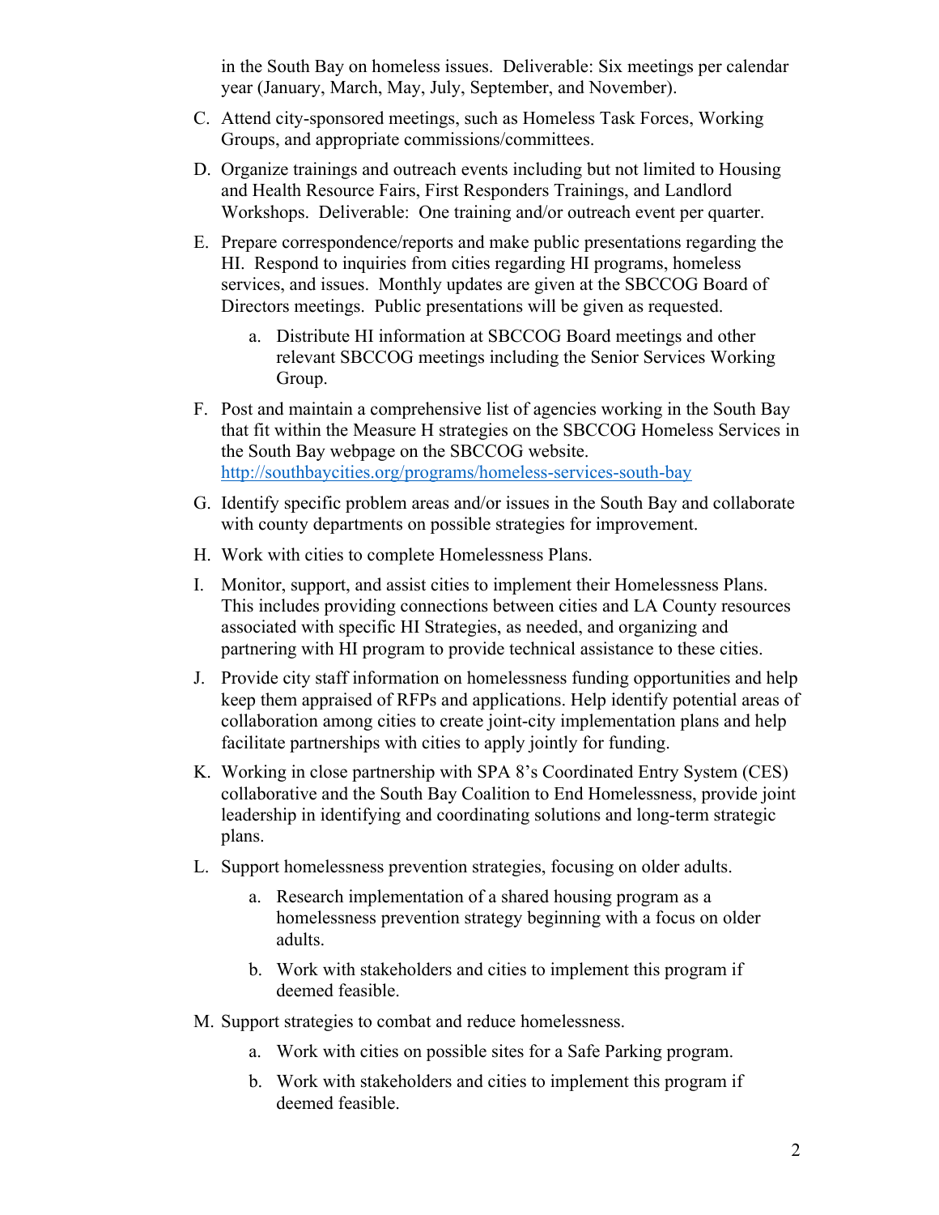in the South Bay on homeless issues. Deliverable: Six meetings per calendar year (January, March, May, July, September, and November).

C. Attend city-sponsored meetings, such as Homeless Task Forces, Working Groups, and appropriate commissions/committees.

D. Organize trainings and outreach events including but not limited to Housing and Health Resource Fairs, First Responders Trainings, and Landlord Workshops. Deliverable: One training and/or outreach event per quarter.

E. Prepare correspondence/reports and make public presentations regarding the HI. Respond to inquiries from cities regarding HI programs, homeless services, and issues. Monthly updates are given at the SBCCOG Board of Directors meetings. Public presentations will be given as requested.

    a. Distribute HI information at SBCCOG Board meetings and other relevant SBCCOG meetings including the Senior Services Working Group.

F. Post and maintain a comprehensive list of agencies working in the South Bay that fit within the Measure H strategies on the SBCCOG Homeless Services in the South Bay webpage on the SBCCOG website. http://southbaycities.org/programs/homeless-services-south-bay

G. Identify specific problem areas and/or issues in the South Bay and collaborate with county departments on possible strategies for improvement.

H. Work with cities to complete Homelessness Plans.

I. Monitor, support, and assist cities to implement their Homelessness Plans. This includes providing connections between cities and LA County resources associated with specific HI Strategies, as needed, and organizing and partnering with HI program to provide technical assistance to these cities.

J. Provide city staff information on homelessness funding opportunities and help keep them appraised of RFPs and applications. Help identify potential areas of collaboration among cities to create joint-city implementation plans and help facilitate partnerships with cities to apply jointly for funding.

K. Working in close partnership with SPA 8's Coordinated Entry System (CES) collaborative and the South Bay Coalition to End Homelessness, provide joint leadership in identifying and coordinating solutions and long-term strategic plans.

L. Support homelessness prevention strategies, focusing on older adults.

    a. Research implementation of a shared housing program as a homelessness prevention strategy beginning with a focus on older adults.

    b. Work with stakeholders and cities to implement this program if deemed feasible.

M. Support strategies to combat and reduce homelessness.

    a. Work with cities on possible sites for a Safe Parking program.

    b. Work with stakeholders and cities to implement this program if deemed feasible.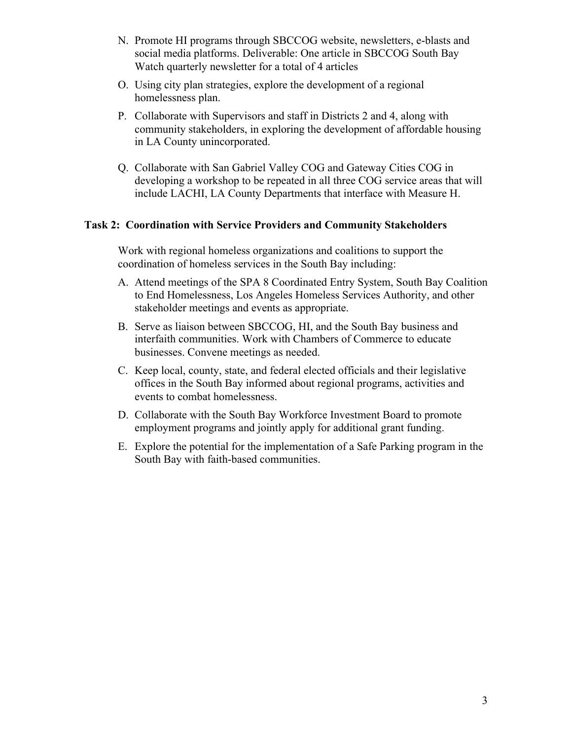N. Promote HI programs through SBCCOG website, newsletters, e-blasts and social media platforms. Deliverable: One article in SBCCOG South Bay Watch quarterly newsletter for a total of 4 articles

O. Using city plan strategies, explore the development of a regional homelessness plan.

P. Collaborate with Supervisors and staff in Districts 2 and 4, along with community stakeholders, in exploring the development of affordable housing in LA County unincorporated.

Q. Collaborate with San Gabriel Valley COG and Gateway Cities COG in developing a workshop to be repeated in all three COG service areas that will include LACHI, LA County Departments that interface with Measure H.

**Task 2: Coordination with Service Providers and Community Stakeholders**

Work with regional homeless organizations and coalitions to support the coordination of homeless services in the South Bay including:

A. Attend meetings of the SPA 8 Coordinated Entry System, South Bay Coalition to End Homelessness, Los Angeles Homeless Services Authority, and other stakeholder meetings and events as appropriate.

B. Serve as liaison between SBCCOG, HI, and the South Bay business and interfaith communities. Work with Chambers of Commerce to educate businesses. Convene meetings as needed.

C. Keep local, county, state, and federal elected officials and their legislative offices in the South Bay informed about regional programs, activities and events to combat homelessness.

D. Collaborate with the South Bay Workforce Investment Board to promote employment programs and jointly apply for additional grant funding.

E. Explore the potential for the implementation of a Safe Parking program in the South Bay with faith-based communities.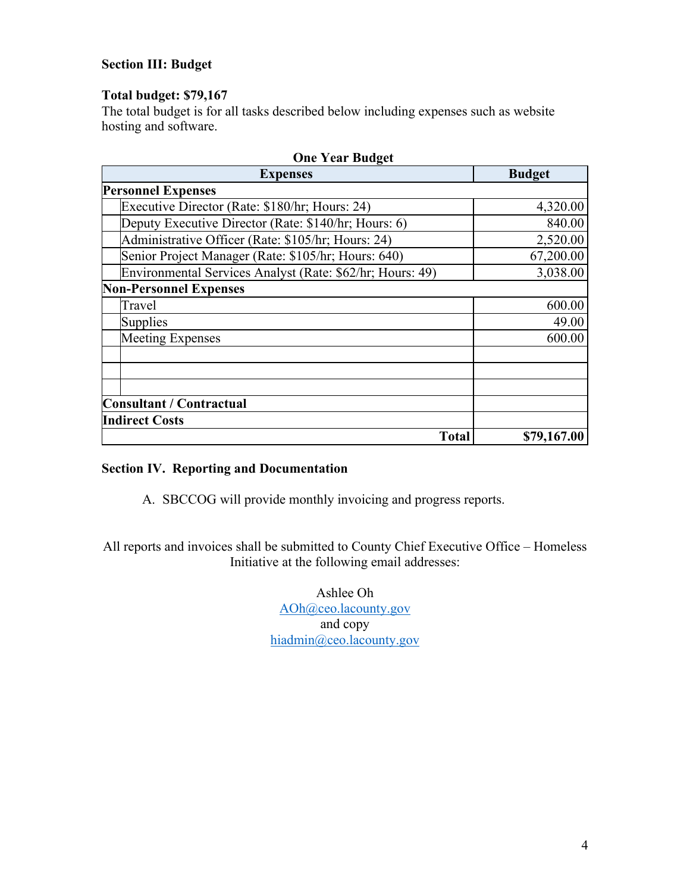**Section III: Budget**

**Total budget: $79,167**
The total budget is for all tasks described below including expenses such as website hosting and software.

**One Year Budget**

| Expenses | | Budget |
|---|---|---|
| **Personnel Expenses** | | |
| | Executive Director (Rate: $180/hr; Hours: 24) | 4,320.00 |
| | Deputy Executive Director (Rate: $140/hr; Hours: 6) | 840.00 |
| | Administrative Officer (Rate: $105/hr; Hours: 24) | 2,520.00 |
| | Senior Project Manager (Rate: $105/hr; Hours: 640) | 67,200.00 |
| | Environmental Services Analyst (Rate: $62/hr; Hours: 49) | 3,038.00 |
| **Non-Personnel Expenses** | | |
| | Travel | 600.00 |
| | Supplies | 49.00 |
| | Meeting Expenses | 600.00 |
| | | |
| | | |
| | | |
| **Consultant / Contractual** | | |
| **Indirect Costs** | | |
| | **Total** | **$79,167.00** |

**Section IV. Reporting and Documentation**

A. SBCCOG will provide monthly invoicing and progress reports.

All reports and invoices shall be submitted to County Chief Executive Office – Homeless Initiative at the following email addresses:

Ashlee Oh
AOh@ceo.lacounty.gov
and copy
hiadmin@ceo.lacounty.gov